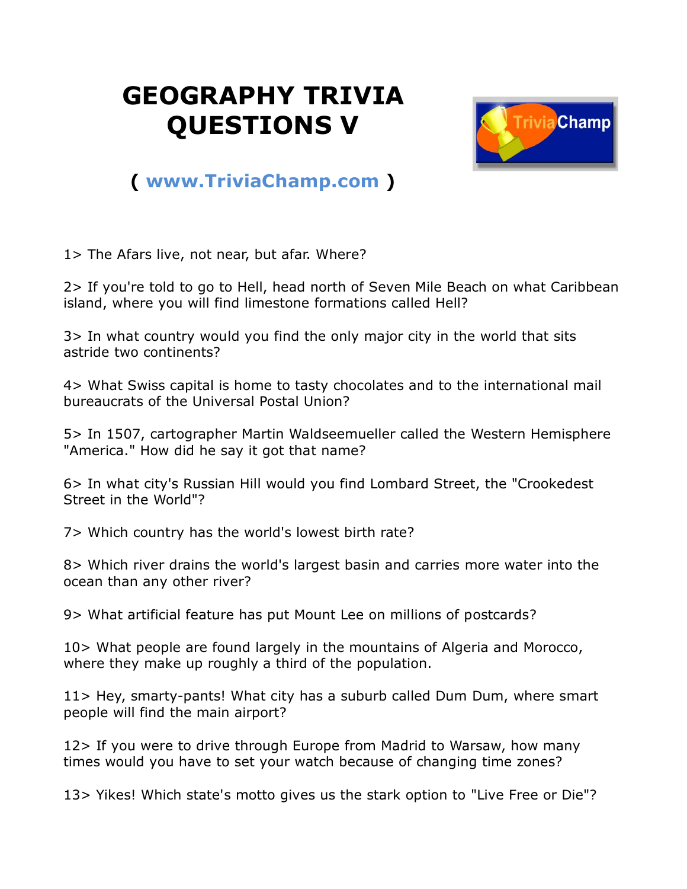# GEOGRAPHY TRIVIA QUESTIONS V

( www.TriviaChamp.com )

1> The Afars live, not near, but afar. Where?

2> If you're told to go to Hell, head north of Seven Mile Beach on what Caribbean island, where you will find limestone formations called Hell?

3> In what country would you find the only major city in the world that sits astride two continents?

4> What Swiss capital is home to tasty chocolates and to the international mail bureaucrats of the Universal Postal Union?

5> In 1507, cartographer Martin Waldseemueller called the Western Hemisphere "America." How did he say it got that name?

6> In what city's Russian Hill would you find Lombard Street, the "Crookedest Street in the World"?

7> Which country has the world's lowest birth rate?

8> Which river drains the world's largest basin and carries more water into the ocean than any other river?

9> What artificial feature has put Mount Lee on millions of postcards?

10> What people are found largely in the mountains of Algeria and Morocco, where they make up roughly a third of the population.

11> Hey, smarty-pants! What city has a suburb called Dum Dum, where smart people will find the main airport?

12> If you were to drive through Europe from Madrid to Warsaw, how many times would you have to set your watch because of changing time zones?

13> Yikes! Which state's motto gives us the stark option to "Live Free or Die"?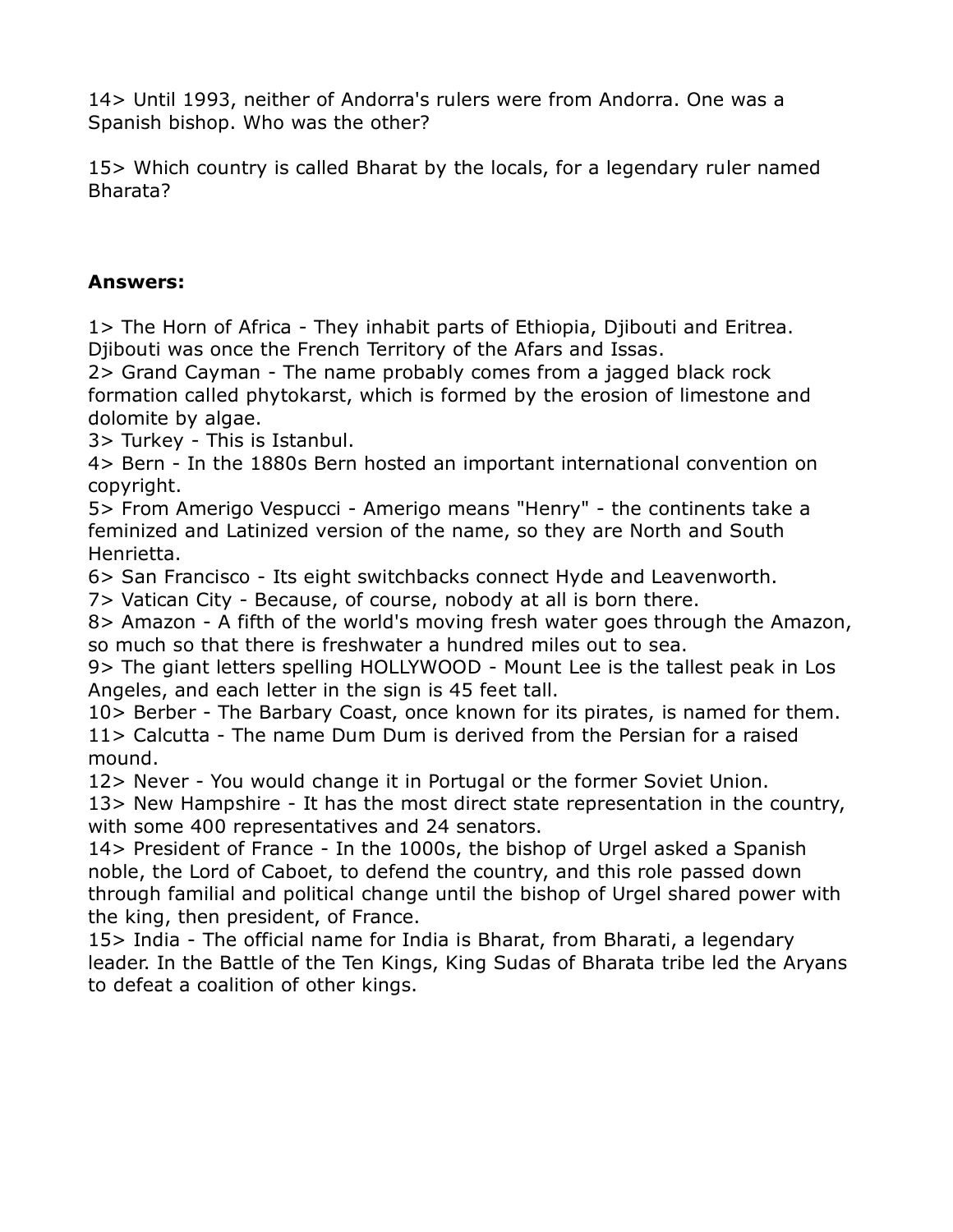14> Until 1993, neither of Andorra's rulers were from Andorra. One was a Spanish bishop. Who was the other?

15> Which country is called Bharat by the locals, for a legendary ruler named Bharata?

**Answers:**

1> The Horn of Africa - They inhabit parts of Ethiopia, Djibouti and Eritrea. Djibouti was once the French Territory of the Afars and Issas.
2> Grand Cayman - The name probably comes from a jagged black rock formation called phytokarst, which is formed by the erosion of limestone and dolomite by algae.
3> Turkey - This is Istanbul.
4> Bern - In the 1880s Bern hosted an important international convention on copyright.
5> From Amerigo Vespucci - Amerigo means "Henry" - the continents take a feminized and Latinized version of the name, so they are North and South Henrietta.
6> San Francisco - Its eight switchbacks connect Hyde and Leavenworth.
7> Vatican City - Because, of course, nobody at all is born there.
8> Amazon - A fifth of the world's moving fresh water goes through the Amazon, so much so that there is freshwater a hundred miles out to sea.
9> The giant letters spelling HOLLYWOOD - Mount Lee is the tallest peak in Los Angeles, and each letter in the sign is 45 feet tall.
10> Berber - The Barbary Coast, once known for its pirates, is named for them.
11> Calcutta - The name Dum Dum is derived from the Persian for a raised mound.
12> Never - You would change it in Portugal or the former Soviet Union.
13> New Hampshire - It has the most direct state representation in the country, with some 400 representatives and 24 senators.
14> President of France - In the 1000s, the bishop of Urgel asked a Spanish noble, the Lord of Caboet, to defend the country, and this role passed down through familial and political change until the bishop of Urgel shared power with the king, then president, of France.
15> India - The official name for India is Bharat, from Bharati, a legendary leader. In the Battle of the Ten Kings, King Sudas of Bharata tribe led the Aryans to defeat a coalition of other kings.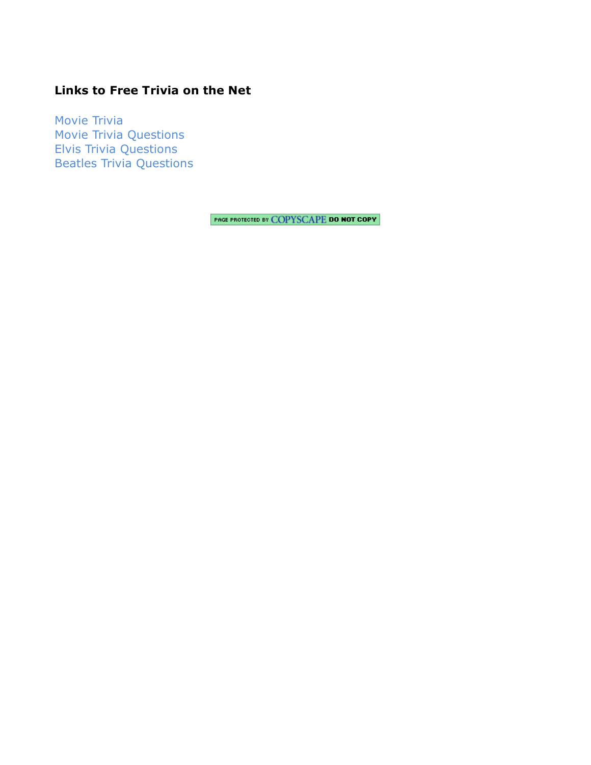**Links to Free Trivia on the Net**

Movie Trivia
Movie Trivia Questions
Elvis Trivia Questions
Beatles Trivia Questions

PAGE PROTECTED BY COPYSCAPE DO NOT COPY